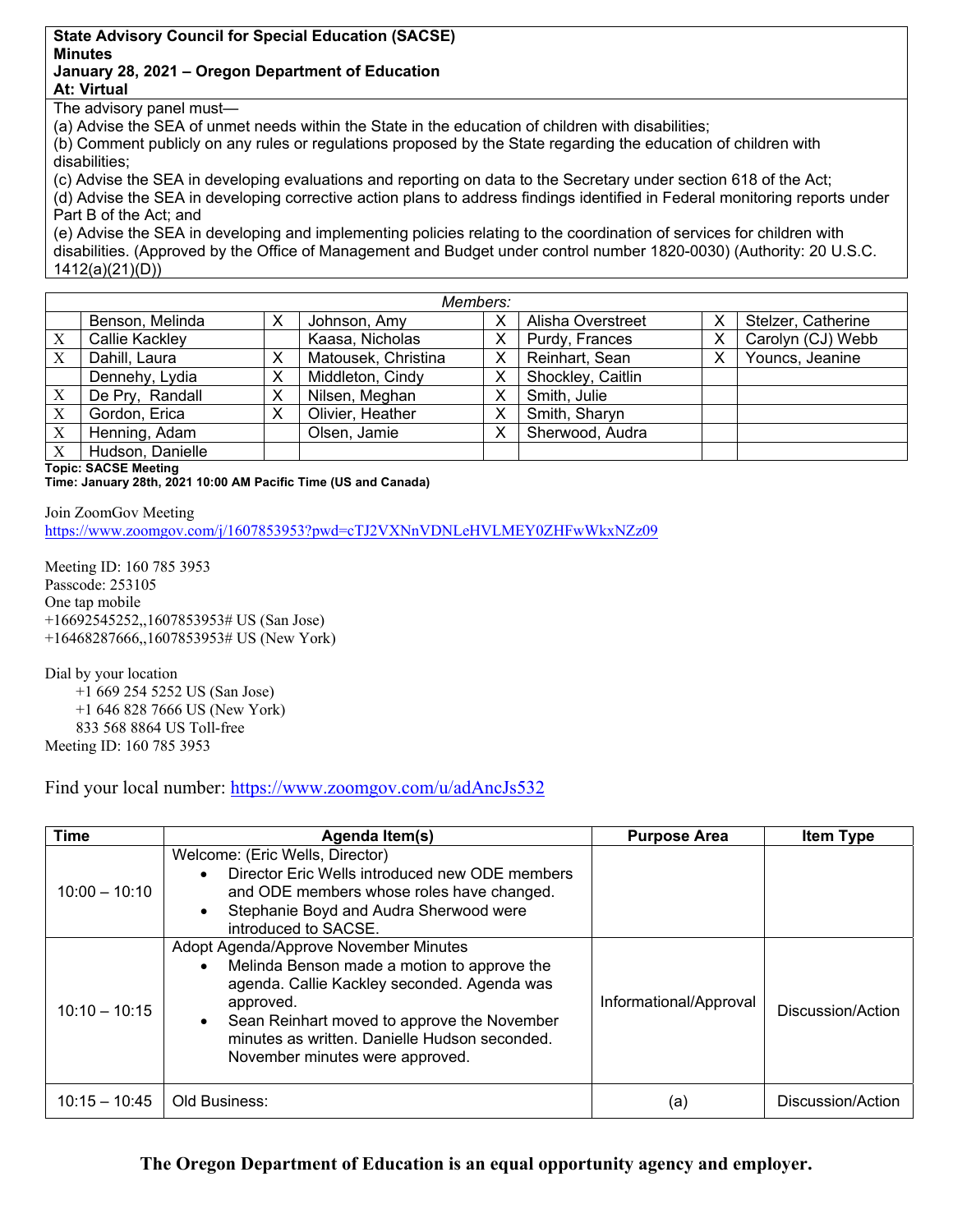**State Advisory Council for Special Education (SACSE)**
**Minutes**
**January 28, 2021 – Oregon Department of Education**
**At: Virtual**

The advisory panel must—

(a) Advise the SEA of unmet needs within the State in the education of children with disabilities;
(b) Comment publicly on any rules or regulations proposed by the State regarding the education of children with disabilities;
(c) Advise the SEA in developing evaluations and reporting on data to the Secretary under section 618 of the Act;
(d) Advise the SEA in developing corrective action plans to address findings identified in Federal monitoring reports under Part B of the Act; and
(e) Advise the SEA in developing and implementing policies relating to the coordination of services for children with disabilities. (Approved by the Office of Management and Budget under control number 1820-0030) (Authority: 20 U.S.C. 1412(a)(21)(D))

| *Members:* | | | | | | | |
|---|---|---|---|---|---|---|---|
| | Benson, Melinda | X | Johnson, Amy | X | Alisha Overstreet | X | Stelzer, Catherine |
| X | Callie Kackley | | Kaasa, Nicholas | X | Purdy, Frances | X | Carolyn (CJ) Webb |
| X | Dahill, Laura | X | Matousek, Christina | X | Reinhart, Sean | X | Youncs, Jeanine |
| | Dennehy, Lydia | X | Middleton, Cindy | X | Shockley, Caitlin | | |
| X | De Pry, Randall | X | Nilsen, Meghan | X | Smith, Julie | | |
| X | Gordon, Erica | X | Olivier, Heather | X | Smith, Sharyn | | |
| X | Henning, Adam | | Olsen, Jamie | X | Sherwood, Audra | | |
| X | Hudson, Danielle | | | | | | |

**Topic: SACSE Meeting**
**Time: January 28th, 2021 10:00 AM Pacific Time (US and Canada)**

Join ZoomGov Meeting
https://www.zoomgov.com/j/1607853953?pwd=cTJ2VXNnVDNLeHVLMEY0ZHFwWkxNZz09

Meeting ID: 160 785 3953
Passcode: 253105
One tap mobile
+16692545252,,1607853953# US (San Jose)
+16468287666,,1607853953# US (New York)

Dial by your location
+1 669 254 5252 US (San Jose)
+1 646 828 7666 US (New York)
833 568 8864 US Toll-free
Meeting ID: 160 785 3953

Find your local number: https://www.zoomgov.com/u/adAncJs532

| Time | Agenda Item(s) | Purpose Area | Item Type |
|---|---|---|---|
| 10:00 – 10:10 | Welcome: (Eric Wells, Director)<br>• Director Eric Wells introduced new ODE members and ODE members whose roles have changed.<br>• Stephanie Boyd and Audra Sherwood were introduced to SACSE. | | |
| 10:10 – 10:15 | Adopt Agenda/Approve November Minutes<br>• Melinda Benson made a motion to approve the agenda. Callie Kackley seconded. Agenda was approved.<br>• Sean Reinhart moved to approve the November minutes as written. Danielle Hudson seconded. November minutes were approved. | Informational/Approval | Discussion/Action |
| 10:15 – 10:45 | Old Business: | (a) | Discussion/Action |

**The Oregon Department of Education is an equal opportunity agency and employer.**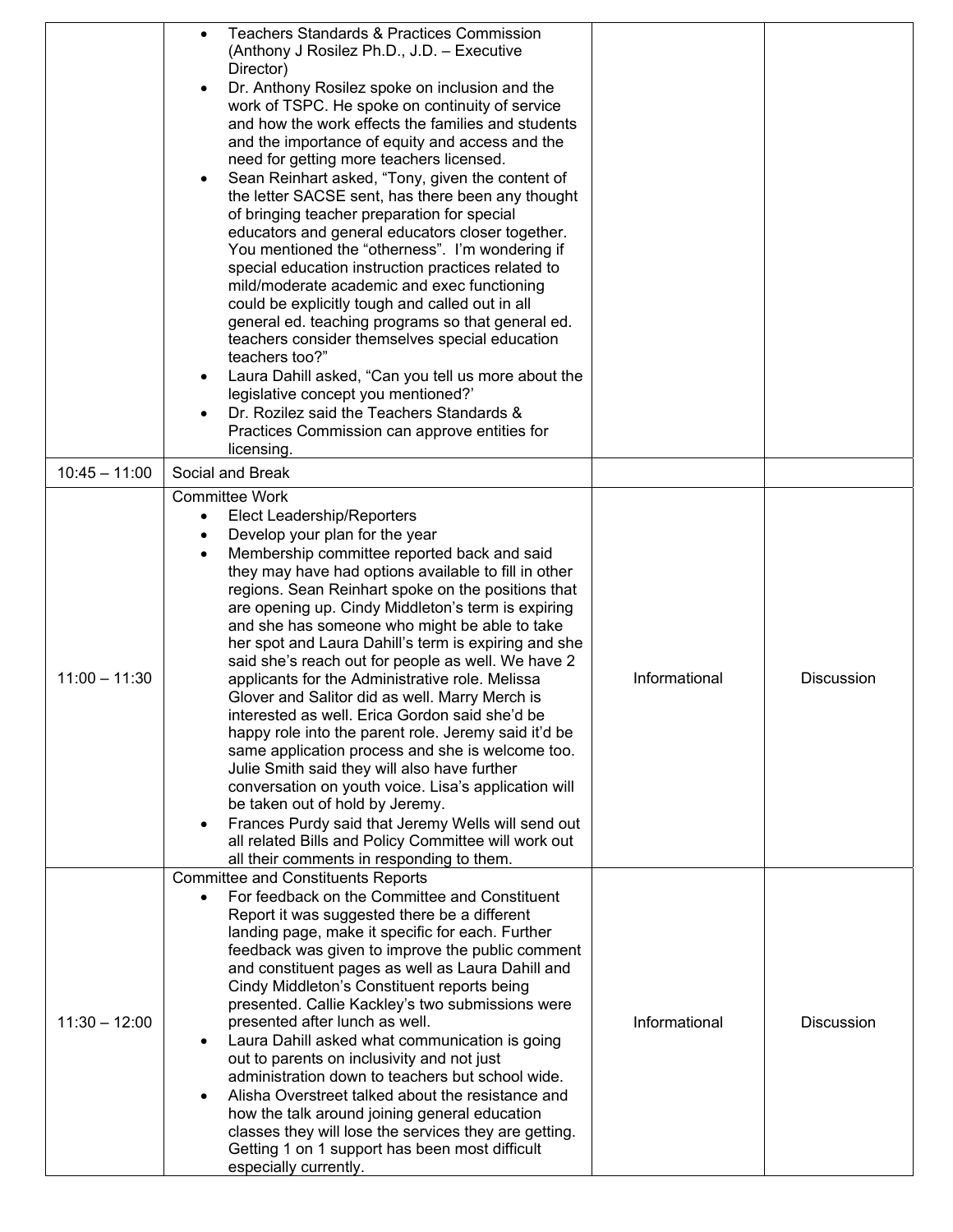| | | | |
|---|---|---|---|
| | • Teachers Standards & Practices Commission (Anthony J Rosilez Ph.D., J.D. – Executive Director)<br>• Dr. Anthony Rosilez spoke on inclusion and the work of TSPC. He spoke on continuity of service and how the work effects the families and students and the importance of equity and access and the need for getting more teachers licensed.<br>• Sean Reinhart asked, "Tony, given the content of the letter SACSE sent, has there been any thought of bringing teacher preparation for special educators and general educators closer together. You mentioned the "otherness". I'm wondering if special education instruction practices related to mild/moderate academic and exec functioning could be explicitly tough and called out in all general ed. teaching programs so that general ed. teachers consider themselves special education teachers too?"<br>• Laura Dahill asked, "Can you tell us more about the legislative concept you mentioned?'<br>• Dr. Rozilez said the Teachers Standards & Practices Commission can approve entities for licensing. | | |
| 10:45 – 11:00 | Social and Break | | |
| 11:00 – 11:30 | Committee Work<br>• Elect Leadership/Reporters<br>• Develop your plan for the year<br>• Membership committee reported back and said they may have had options available to fill in other regions. Sean Reinhart spoke on the positions that are opening up. Cindy Middleton's term is expiring and she has someone who might be able to take her spot and Laura Dahill's term is expiring and she said she's reach out for people as well. We have 2 applicants for the Administrative role. Melissa Glover and Salitor did as well. Marry Merch is interested as well. Erica Gordon said she'd be happy role into the parent role. Jeremy said it'd be same application process and she is welcome too. Julie Smith said they will also have further conversation on youth voice. Lisa's application will be taken out of hold by Jeremy.<br>• Frances Purdy said that Jeremy Wells will send out all related Bills and Policy Committee will work out all their comments in responding to them. | Informational | Discussion |
| 11:30 – 12:00 | Committee and Constituents Reports<br>• For feedback on the Committee and Constituent Report it was suggested there be a different landing page, make it specific for each. Further feedback was given to improve the public comment and constituent pages as well as Laura Dahill and Cindy Middleton's Constituent reports being presented. Callie Kackley's two submissions were presented after lunch as well.<br>• Laura Dahill asked what communication is going out to parents on inclusivity and not just administration down to teachers but school wide.<br>• Alisha Overstreet talked about the resistance and how the talk around joining general education classes they will lose the services they are getting. Getting 1 on 1 support has been most difficult especially currently. | Informational | Discussion |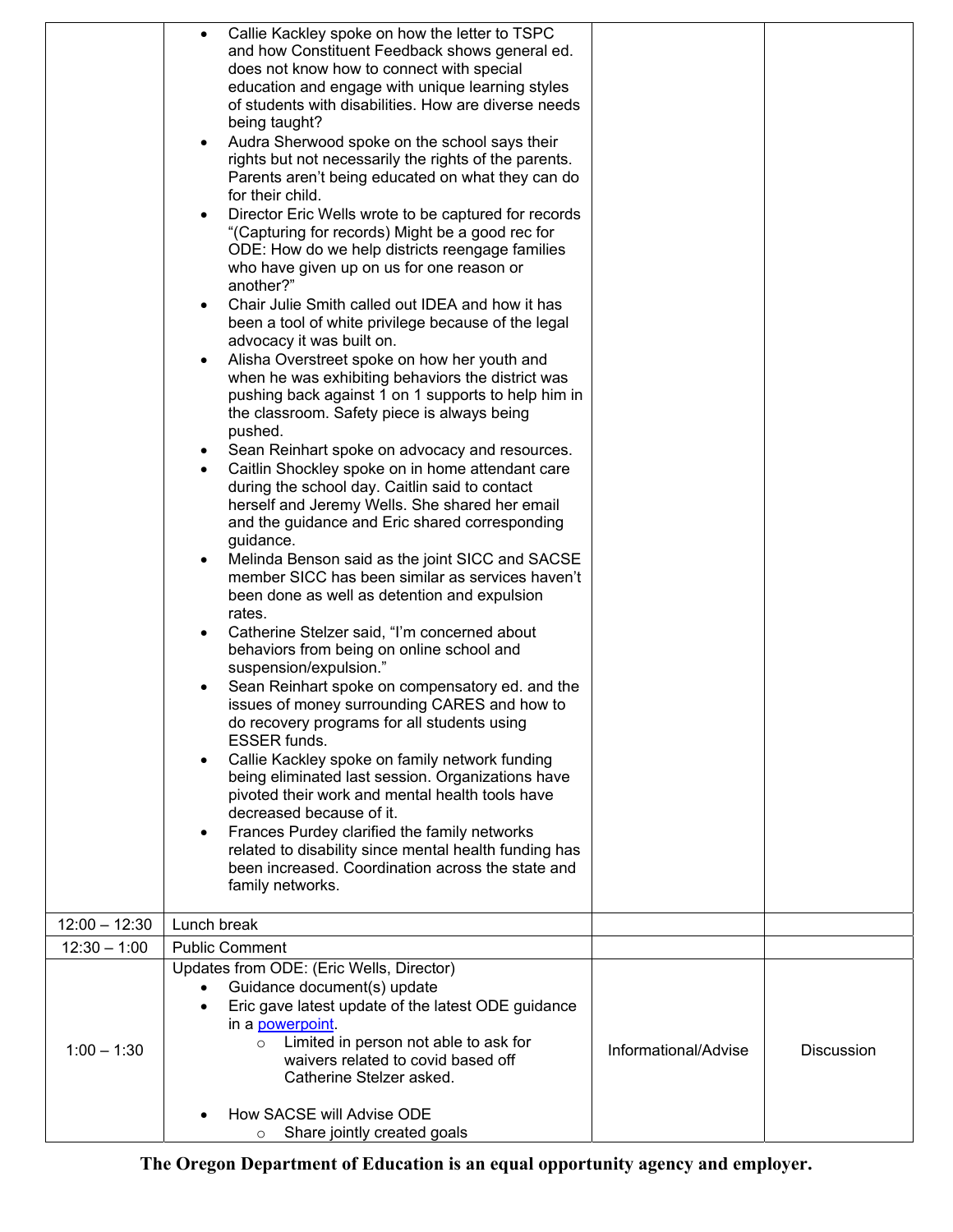| | | | |
|---|---|---|---|
| | • Callie Kackley spoke on how the letter to TSPC and how Constituent Feedback shows general ed. does not know how to connect with special education and engage with unique learning styles of students with disabilities. How are diverse needs being taught?<br>• Audra Sherwood spoke on the school says their rights but not necessarily the rights of the parents. Parents aren't being educated on what they can do for their child.<br>• Director Eric Wells wrote to be captured for records "(Capturing for records) Might be a good rec for ODE: How do we help districts reengage families who have given up on us for one reason or another?"<br>• Chair Julie Smith called out IDEA and how it has been a tool of white privilege because of the legal advocacy it was built on.<br>• Alisha Overstreet spoke on how her youth and when he was exhibiting behaviors the district was pushing back against 1 on 1 supports to help him in the classroom. Safety piece is always being pushed.<br>• Sean Reinhart spoke on advocacy and resources.<br>• Caitlin Shockley spoke on in home attendant care during the school day. Caitlin said to contact herself and Jeremy Wells. She shared her email and the guidance and Eric shared corresponding guidance.<br>• Melinda Benson said as the joint SICC and SACSE member SICC has been similar as services haven't been done as well as detention and expulsion rates.<br>• Catherine Stelzer said, "I'm concerned about behaviors from being on online school and suspension/expulsion."<br>• Sean Reinhart spoke on compensatory ed. and the issues of money surrounding CARES and how to do recovery programs for all students using ESSER funds.<br>• Callie Kackley spoke on family network funding being eliminated last session. Organizations have pivoted their work and mental health tools have decreased because of it.<br>• Frances Purdey clarified the family networks related to disability since mental health funding has been increased. Coordination across the state and family networks. | | |
| 12:00 – 12:30 | Lunch break | | |
| 12:30 – 1:00 | Public Comment | | |
| 1:00 – 1:30 | Updates from ODE: (Eric Wells, Director)<br>• Guidance document(s) update<br>• Eric gave latest update of the latest ODE guidance in a powerpoint.<br>&nbsp;&nbsp;&nbsp;&nbsp;○ Limited in person not able to ask for waivers related to covid based off Catherine Stelzer asked.<br><br>• How SACSE will Advise ODE<br>&nbsp;&nbsp;&nbsp;&nbsp;○ Share jointly created goals | Informational/Advise | Discussion |

**The Oregon Department of Education is an equal opportunity agency and employer.**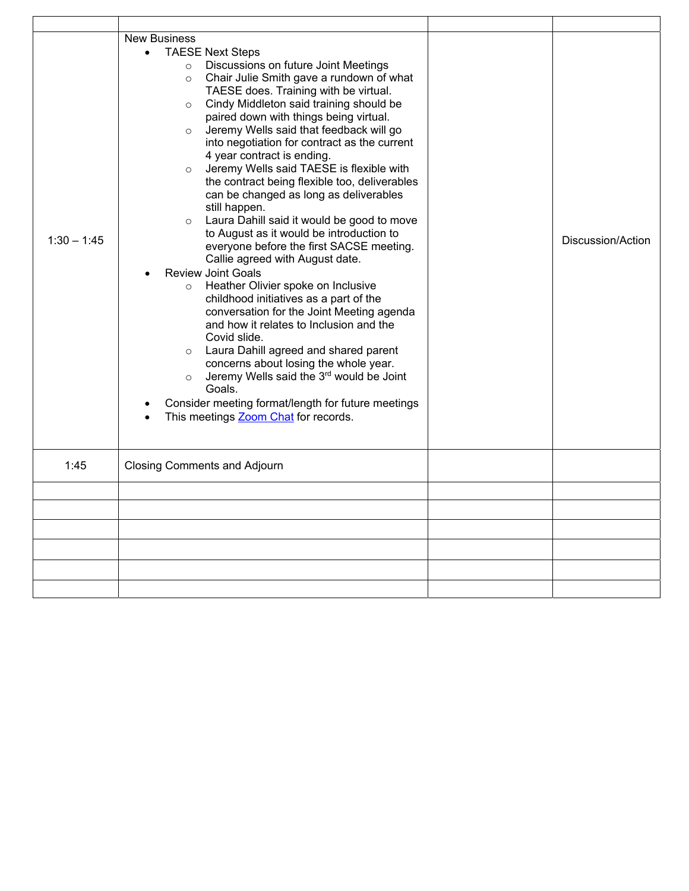| | | | |
|---|---|---|---|
| | | | |
| 1:30 – 1:45 | New Business<br>• TAESE Next Steps<br>  ○ Discussions on future Joint Meetings<br>  ○ Chair Julie Smith gave a rundown of what TAESE does. Training with be virtual.<br>  ○ Cindy Middleton said training should be paired down with things being virtual.<br>  ○ Jeremy Wells said that feedback will go into negotiation for contract as the current 4 year contract is ending.<br>  ○ Jeremy Wells said TAESE is flexible with the contract being flexible too, deliverables can be changed as long as deliverables still happen.<br>  ○ Laura Dahill said it would be good to move to August as it would be introduction to everyone before the first SACSE meeting. Callie agreed with August date.<br>• Review Joint Goals<br>  ○ Heather Olivier spoke on Inclusive childhood initiatives as a part of the conversation for the Joint Meeting agenda and how it relates to Inclusion and the Covid slide.<br>  ○ Laura Dahill agreed and shared parent concerns about losing the whole year.<br>  ○ Jeremy Wells said the 3rd would be Joint Goals.<br>• Consider meeting format/length for future meetings<br>• This meetings [Zoom Chat](#) for records. | | Discussion/Action |
| 1:45 | Closing Comments and Adjourn | | |
| | | | |
| | | | |
| | | | |
| | | | |
| | | | |
| | | | |